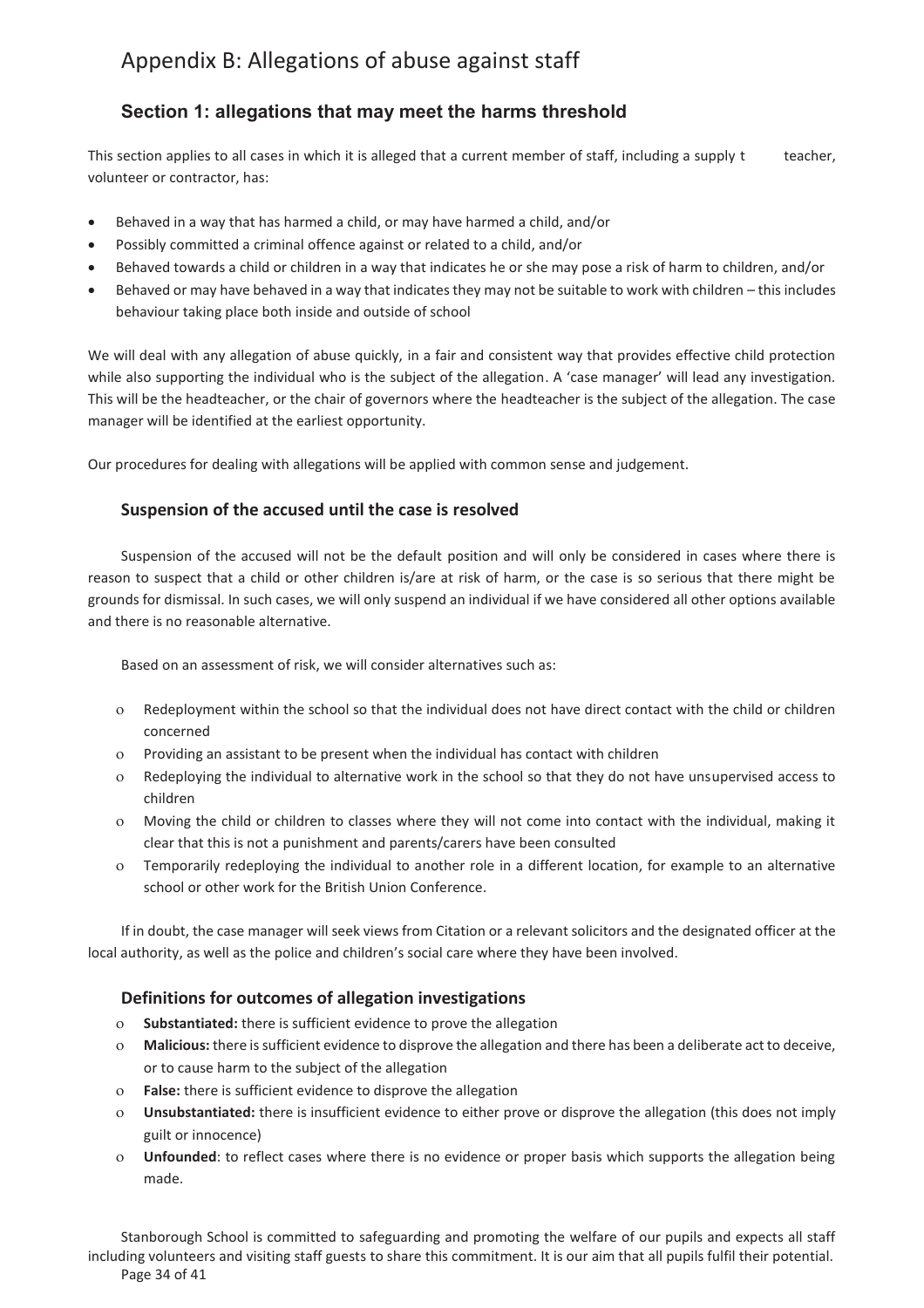# Appendix B: Allegations of abuse against staff

## Section 1: allegations that may meet the harms threshold

This section applies to all cases in which it is alleged that a current member of staff, including a supply t teacher, volunteer or contractor, has:

- Behaved in a way that has harmed a child, or may have harmed a child, and/or
- Possibly committed a criminal offence against or related to a child, and/or
- Behaved towards a child or children in a way that indicates he or she may pose a risk of harm to children, and/or
- Behaved or may have behaved in a way that indicates they may not be suitable to work with children – this includes behaviour taking place both inside and outside of school

We will deal with any allegation of abuse quickly, in a fair and consistent way that provides effective child protection while also supporting the individual who is the subject of the allegation. A 'case manager' will lead any investigation. This will be the headteacher, or the chair of governors where the headteacher is the subject of the allegation. The case manager will be identified at the earliest opportunity.

Our procedures for dealing with allegations will be applied with common sense and judgement.

### Suspension of the accused until the case is resolved

Suspension of the accused will not be the default position and will only be considered in cases where there is reason to suspect that a child or other children is/are at risk of harm, or the case is so serious that there might be grounds for dismissal. In such cases, we will only suspend an individual if we have considered all other options available and there is no reasonable alternative.

Based on an assessment of risk, we will consider alternatives such as:

- Redeployment within the school so that the individual does not have direct contact with the child or children concerned
- Providing an assistant to be present when the individual has contact with children
- Redeploying the individual to alternative work in the school so that they do not have unsupervised access to children
- Moving the child or children to classes where they will not come into contact with the individual, making it clear that this is not a punishment and parents/carers have been consulted
- Temporarily redeploying the individual to another role in a different location, for example to an alternative school or other work for the British Union Conference.

If in doubt, the case manager will seek views from Citation or a relevant solicitors and the designated officer at the local authority, as well as the police and children's social care where they have been involved.

### Definitions for outcomes of allegation investigations

- **Substantiated:** there is sufficient evidence to prove the allegation
- **Malicious:** there is sufficient evidence to disprove the allegation and there has been a deliberate act to deceive, or to cause harm to the subject of the allegation
- **False:** there is sufficient evidence to disprove the allegation
- **Unsubstantiated:** there is insufficient evidence to either prove or disprove the allegation (this does not imply guilt or innocence)
- **Unfounded**: to reflect cases where there is no evidence or proper basis which supports the allegation being made.

Stanborough School is committed to safeguarding and promoting the welfare of our pupils and expects all staff including volunteers and visiting staff guests to share this commitment. It is our aim that all pupils fulfil their potential.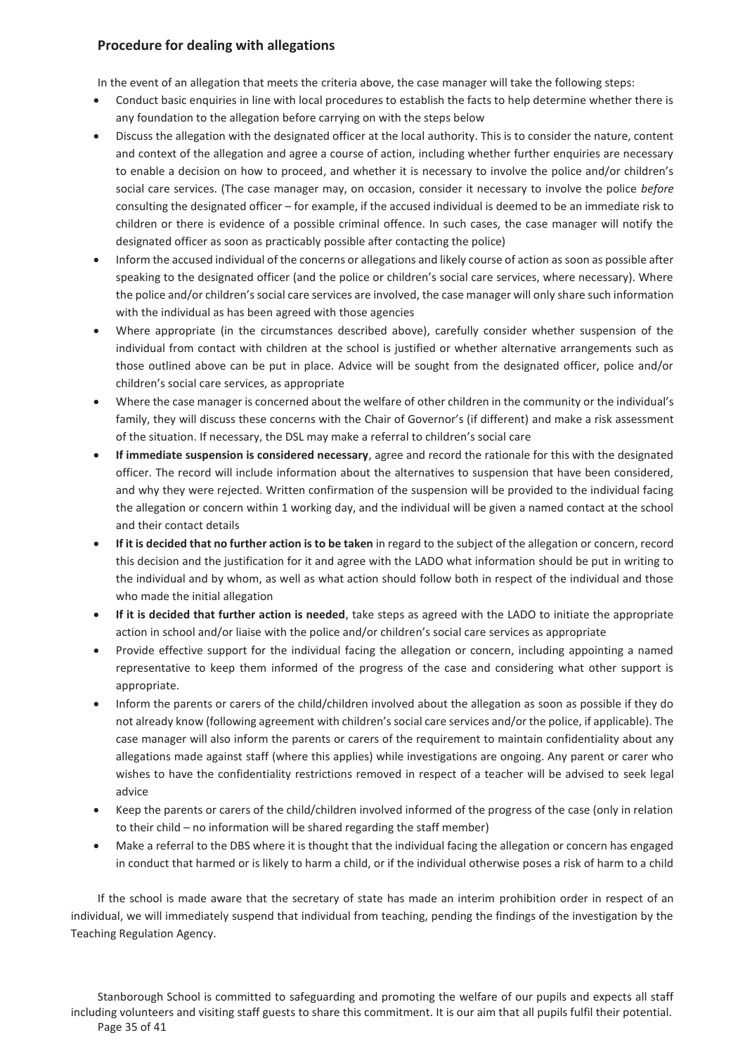### Procedure for dealing with allegations

In the event of an allegation that meets the criteria above, the case manager will take the following steps:

- Conduct basic enquiries in line with local procedures to establish the facts to help determine whether there is any foundation to the allegation before carrying on with the steps below
- Discuss the allegation with the designated officer at the local authority. This is to consider the nature, content and context of the allegation and agree a course of action, including whether further enquiries are necessary to enable a decision on how to proceed, and whether it is necessary to involve the police and/or children's social care services. (The case manager may, on occasion, consider it necessary to involve the police *before* consulting the designated officer – for example, if the accused individual is deemed to be an immediate risk to children or there is evidence of a possible criminal offence. In such cases, the case manager will notify the designated officer as soon as practicably possible after contacting the police)
- Inform the accused individual of the concerns or allegations and likely course of action as soon as possible after speaking to the designated officer (and the police or children's social care services, where necessary). Where the police and/or children's social care services are involved, the case manager will only share such information with the individual as has been agreed with those agencies
- Where appropriate (in the circumstances described above), carefully consider whether suspension of the individual from contact with children at the school is justified or whether alternative arrangements such as those outlined above can be put in place. Advice will be sought from the designated officer, police and/or children's social care services, as appropriate
- Where the case manager is concerned about the welfare of other children in the community or the individual's family, they will discuss these concerns with the Chair of Governor's (if different) and make a risk assessment of the situation. If necessary, the DSL may make a referral to children's social care
- **If immediate suspension is considered necessary**, agree and record the rationale for this with the designated officer. The record will include information about the alternatives to suspension that have been considered, and why they were rejected. Written confirmation of the suspension will be provided to the individual facing the allegation or concern within 1 working day, and the individual will be given a named contact at the school and their contact details
- **If it is decided that no further action is to be taken** in regard to the subject of the allegation or concern, record this decision and the justification for it and agree with the LADO what information should be put in writing to the individual and by whom, as well as what action should follow both in respect of the individual and those who made the initial allegation
- **If it is decided that further action is needed**, take steps as agreed with the LADO to initiate the appropriate action in school and/or liaise with the police and/or children's social care services as appropriate
- Provide effective support for the individual facing the allegation or concern, including appointing a named representative to keep them informed of the progress of the case and considering what other support is appropriate.
- Inform the parents or carers of the child/children involved about the allegation as soon as possible if they do not already know (following agreement with children's social care services and/or the police, if applicable). The case manager will also inform the parents or carers of the requirement to maintain confidentiality about any allegations made against staff (where this applies) while investigations are ongoing. Any parent or carer who wishes to have the confidentiality restrictions removed in respect of a teacher will be advised to seek legal advice
- Keep the parents or carers of the child/children involved informed of the progress of the case (only in relation to their child – no information will be shared regarding the staff member)
- Make a referral to the DBS where it is thought that the individual facing the allegation or concern has engaged in conduct that harmed or is likely to harm a child, or if the individual otherwise poses a risk of harm to a child

If the school is made aware that the secretary of state has made an interim prohibition order in respect of an individual, we will immediately suspend that individual from teaching, pending the findings of the investigation by the Teaching Regulation Agency.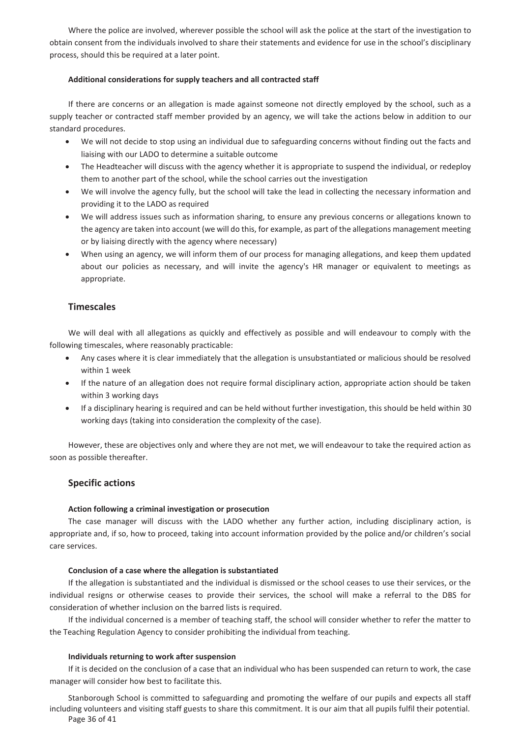Where the police are involved, wherever possible the school will ask the police at the start of the investigation to obtain consent from the individuals involved to share their statements and evidence for use in the school's disciplinary process, should this be required at a later point.

#### Additional considerations for supply teachers and all contracted staff

If there are concerns or an allegation is made against someone not directly employed by the school, such as a supply teacher or contracted staff member provided by an agency, we will take the actions below in addition to our standard procedures.

- We will not decide to stop using an individual due to safeguarding concerns without finding out the facts and liaising with our LADO to determine a suitable outcome
- The Headteacher will discuss with the agency whether it is appropriate to suspend the individual, or redeploy them to another part of the school, while the school carries out the investigation
- We will involve the agency fully, but the school will take the lead in collecting the necessary information and providing it to the LADO as required
- We will address issues such as information sharing, to ensure any previous concerns or allegations known to the agency are taken into account (we will do this, for example, as part of the allegations management meeting or by liaising directly with the agency where necessary)
- When using an agency, we will inform them of our process for managing allegations, and keep them updated about our policies as necessary, and will invite the agency's HR manager or equivalent to meetings as appropriate.

### Timescales

We will deal with all allegations as quickly and effectively as possible and will endeavour to comply with the following timescales, where reasonably practicable:

- Any cases where it is clear immediately that the allegation is unsubstantiated or malicious should be resolved within 1 week
- If the nature of an allegation does not require formal disciplinary action, appropriate action should be taken within 3 working days
- If a disciplinary hearing is required and can be held without further investigation, this should be held within 30 working days (taking into consideration the complexity of the case).

However, these are objectives only and where they are not met, we will endeavour to take the required action as soon as possible thereafter.

### Specific actions

#### Action following a criminal investigation or prosecution

The case manager will discuss with the LADO whether any further action, including disciplinary action, is appropriate and, if so, how to proceed, taking into account information provided by the police and/or children's social care services.

#### Conclusion of a case where the allegation is substantiated

If the allegation is substantiated and the individual is dismissed or the school ceases to use their services, or the individual resigns or otherwise ceases to provide their services, the school will make a referral to the DBS for consideration of whether inclusion on the barred lists is required.

If the individual concerned is a member of teaching staff, the school will consider whether to refer the matter to the Teaching Regulation Agency to consider prohibiting the individual from teaching.

#### Individuals returning to work after suspension

If it is decided on the conclusion of a case that an individual who has been suspended can return to work, the case manager will consider how best to facilitate this.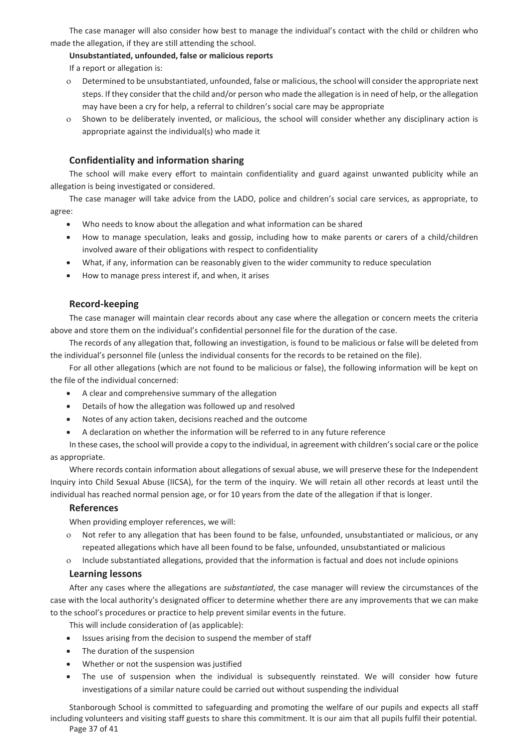The case manager will also consider how best to manage the individual's contact with the child or children who made the allegation, if they are still attending the school.

**Unsubstantiated, unfounded, false or malicious reports**

If a report or allegation is:

- Determined to be unsubstantiated, unfounded, false or malicious, the school will consider the appropriate next steps. If they consider that the child and/or person who made the allegation is in need of help, or the allegation may have been a cry for help, a referral to children's social care may be appropriate
- Shown to be deliberately invented, or malicious, the school will consider whether any disciplinary action is appropriate against the individual(s) who made it

### Confidentiality and information sharing

The school will make every effort to maintain confidentiality and guard against unwanted publicity while an allegation is being investigated or considered.

The case manager will take advice from the LADO, police and children's social care services, as appropriate, to agree:

- Who needs to know about the allegation and what information can be shared
- How to manage speculation, leaks and gossip, including how to make parents or carers of a child/children involved aware of their obligations with respect to confidentiality
- What, if any, information can be reasonably given to the wider community to reduce speculation
- How to manage press interest if, and when, it arises

### Record-keeping

The case manager will maintain clear records about any case where the allegation or concern meets the criteria above and store them on the individual's confidential personnel file for the duration of the case.

The records of any allegation that, following an investigation, is found to be malicious or false will be deleted from the individual's personnel file (unless the individual consents for the records to be retained on the file).

For all other allegations (which are not found to be malicious or false), the following information will be kept on the file of the individual concerned:

- A clear and comprehensive summary of the allegation
- Details of how the allegation was followed up and resolved
- Notes of any action taken, decisions reached and the outcome
- A declaration on whether the information will be referred to in any future reference

In these cases, the school will provide a copy to the individual, in agreement with children's social care or the police as appropriate.

Where records contain information about allegations of sexual abuse, we will preserve these for the Independent Inquiry into Child Sexual Abuse (IICSA), for the term of the inquiry. We will retain all other records at least until the individual has reached normal pension age, or for 10 years from the date of the allegation if that is longer.

### References

When providing employer references, we will:

- Not refer to any allegation that has been found to be false, unfounded, unsubstantiated or malicious, or any repeated allegations which have all been found to be false, unfounded, unsubstantiated or malicious
- Include substantiated allegations, provided that the information is factual and does not include opinions

### Learning lessons

After any cases where the allegations are *substantiated*, the case manager will review the circumstances of the case with the local authority's designated officer to determine whether there are any improvements that we can make to the school's procedures or practice to help prevent similar events in the future.

This will include consideration of (as applicable):

- Issues arising from the decision to suspend the member of staff
- The duration of the suspension
- Whether or not the suspension was justified
- The use of suspension when the individual is subsequently reinstated. We will consider how future investigations of a similar nature could be carried out without suspending the individual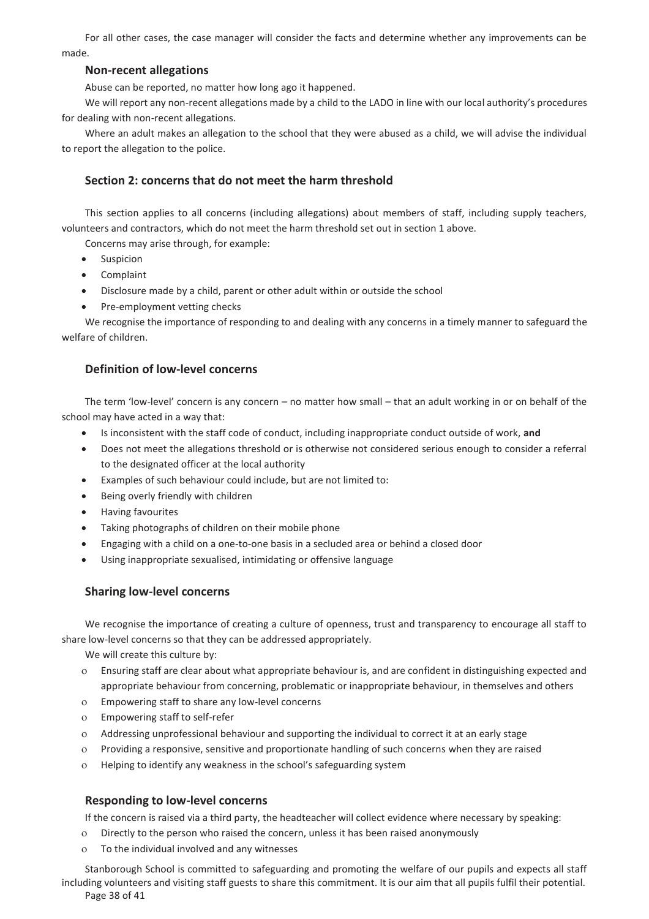For all other cases, the case manager will consider the facts and determine whether any improvements can be made.

### Non-recent allegations

Abuse can be reported, no matter how long ago it happened.

We will report any non-recent allegations made by a child to the LADO in line with our local authority's procedures for dealing with non-recent allegations.

Where an adult makes an allegation to the school that they were abused as a child, we will advise the individual to report the allegation to the police.

## Section 2: concerns that do not meet the harm threshold

This section applies to all concerns (including allegations) about members of staff, including supply teachers, volunteers and contractors, which do not meet the harm threshold set out in section 1 above.

Concerns may arise through, for example:

- Suspicion
- Complaint
- Disclosure made by a child, parent or other adult within or outside the school
- Pre-employment vetting checks

We recognise the importance of responding to and dealing with any concerns in a timely manner to safeguard the welfare of children.

### Definition of low-level concerns

The term 'low-level' concern is any concern – no matter how small – that an adult working in or on behalf of the school may have acted in a way that:

- Is inconsistent with the staff code of conduct, including inappropriate conduct outside of work, **and**
- Does not meet the allegations threshold or is otherwise not considered serious enough to consider a referral to the designated officer at the local authority
- Examples of such behaviour could include, but are not limited to:
- Being overly friendly with children
- Having favourites
- Taking photographs of children on their mobile phone
- Engaging with a child on a one-to-one basis in a secluded area or behind a closed door
- Using inappropriate sexualised, intimidating or offensive language

### Sharing low-level concerns

We recognise the importance of creating a culture of openness, trust and transparency to encourage all staff to share low-level concerns so that they can be addressed appropriately.

We will create this culture by:

- Ensuring staff are clear about what appropriate behaviour is, and are confident in distinguishing expected and appropriate behaviour from concerning, problematic or inappropriate behaviour, in themselves and others
- Empowering staff to share any low-level concerns
- Empowering staff to self-refer
- Addressing unprofessional behaviour and supporting the individual to correct it at an early stage
- Providing a responsive, sensitive and proportionate handling of such concerns when they are raised
- Helping to identify any weakness in the school's safeguarding system

### Responding to low-level concerns

If the concern is raised via a third party, the headteacher will collect evidence where necessary by speaking:

- Directly to the person who raised the concern, unless it has been raised anonymously
- To the individual involved and any witnesses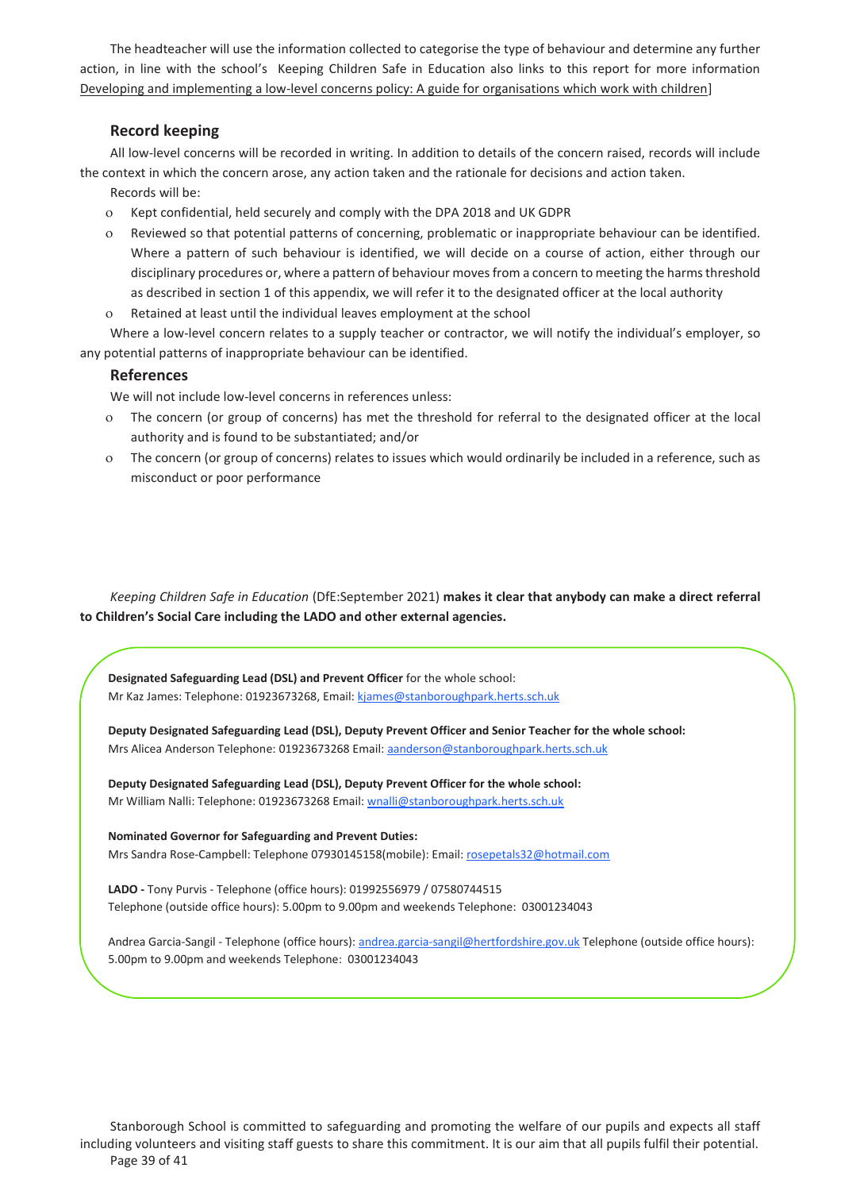The headteacher will use the information collected to categorise the type of behaviour and determine any further action, in line with the school's Keeping Children Safe in Education also links to this report for more information Developing and implementing a low-level concerns policy: A guide for organisations which work with children]

### Record keeping

All low-level concerns will be recorded in writing. In addition to details of the concern raised, records will include the context in which the concern arose, any action taken and the rationale for decisions and action taken.

Records will be:

- Kept confidential, held securely and comply with the DPA 2018 and UK GDPR
- Reviewed so that potential patterns of concerning, problematic or inappropriate behaviour can be identified. Where a pattern of such behaviour is identified, we will decide on a course of action, either through our disciplinary procedures or, where a pattern of behaviour moves from a concern to meeting the harms threshold as described in section 1 of this appendix, we will refer it to the designated officer at the local authority
- Retained at least until the individual leaves employment at the school

Where a low-level concern relates to a supply teacher or contractor, we will notify the individual's employer, so any potential patterns of inappropriate behaviour can be identified.

### References

We will not include low-level concerns in references unless:

- The concern (or group of concerns) has met the threshold for referral to the designated officer at the local authority and is found to be substantiated; and/or
- The concern (or group of concerns) relates to issues which would ordinarily be included in a reference, such as misconduct or poor performance

*Keeping Children Safe in Education* (DfE:September 2021) **makes it clear that anybody can make a direct referral to Children's Social Care including the LADO and other external agencies.**

**Designated Safeguarding Lead (DSL) and Prevent Officer** for the whole school:
Mr Kaz James: Telephone: 01923673268, Email: kjames@stanboroughpark.herts.sch.uk

**Deputy Designated Safeguarding Lead (DSL), Deputy Prevent Officer and Senior Teacher for the whole school:**
Mrs Alicea Anderson Telephone: 01923673268 Email: aanderson@stanboroughpark.herts.sch.uk

**Deputy Designated Safeguarding Lead (DSL), Deputy Prevent Officer for the whole school:**
Mr William Nalli: Telephone: 01923673268 Email: wnalli@stanboroughpark.herts.sch.uk

**Nominated Governor for Safeguarding and Prevent Duties:**
Mrs Sandra Rose-Campbell: Telephone 07930145158(mobile): Email: rosepetals32@hotmail.com

**LADO -** Tony Purvis - Telephone (office hours): 01992556979 / 07580744515
Telephone (outside office hours): 5.00pm to 9.00pm and weekends Telephone: 03001234043

Andrea Garcia-Sangil - Telephone (office hours): andrea.garcia-sangil@hertfordshire.gov.uk Telephone (outside office hours): 5.00pm to 9.00pm and weekends Telephone: 03001234043

Stanborough School is committed to safeguarding and promoting the welfare of our pupils and expects all staff including volunteers and visiting staff guests to share this commitment. It is our aim that all pupils fulfil their potential.